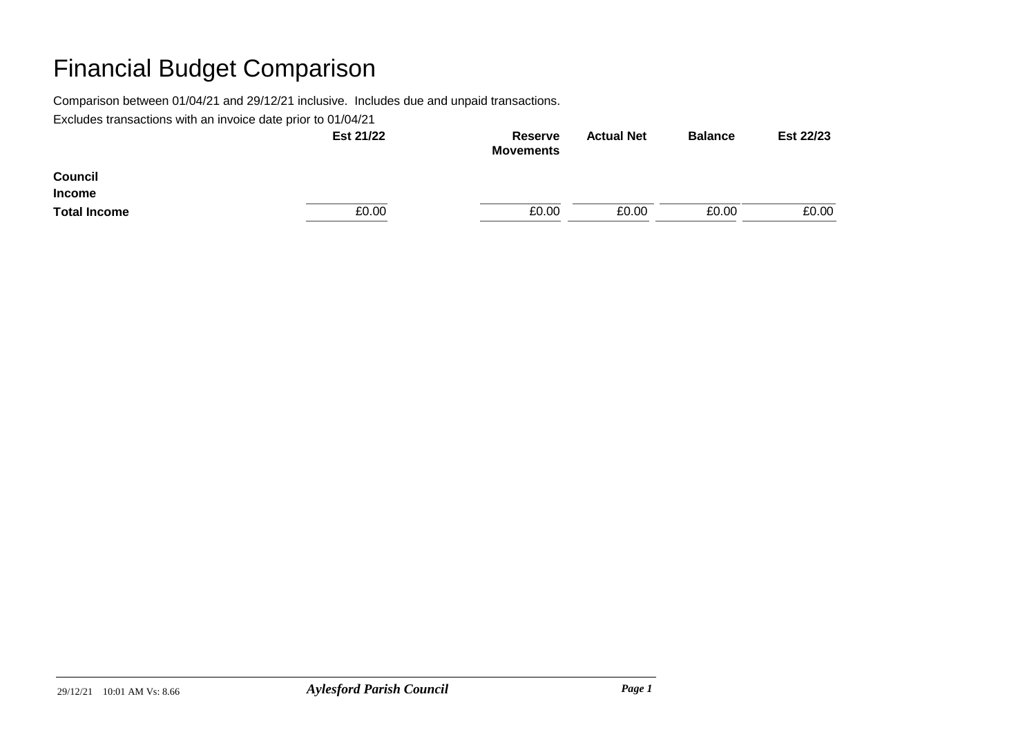# Financial Budget Comparison

Comparison between 01/04/21 and 29/12/21 inclusive. Includes due and unpaid transactions.

Excludes transactions with an invoice date prior to 01/04/21

| | Est 21/22 | Reserve Movements | Actual Net | Balance | Est 22/23 |
|---|---|---|---|---|---|
| **Council** | | | | | |
| **Income** | | | | | |
| **Total Income** | £0.00 | £0.00 | £0.00 | £0.00 | £0.00 |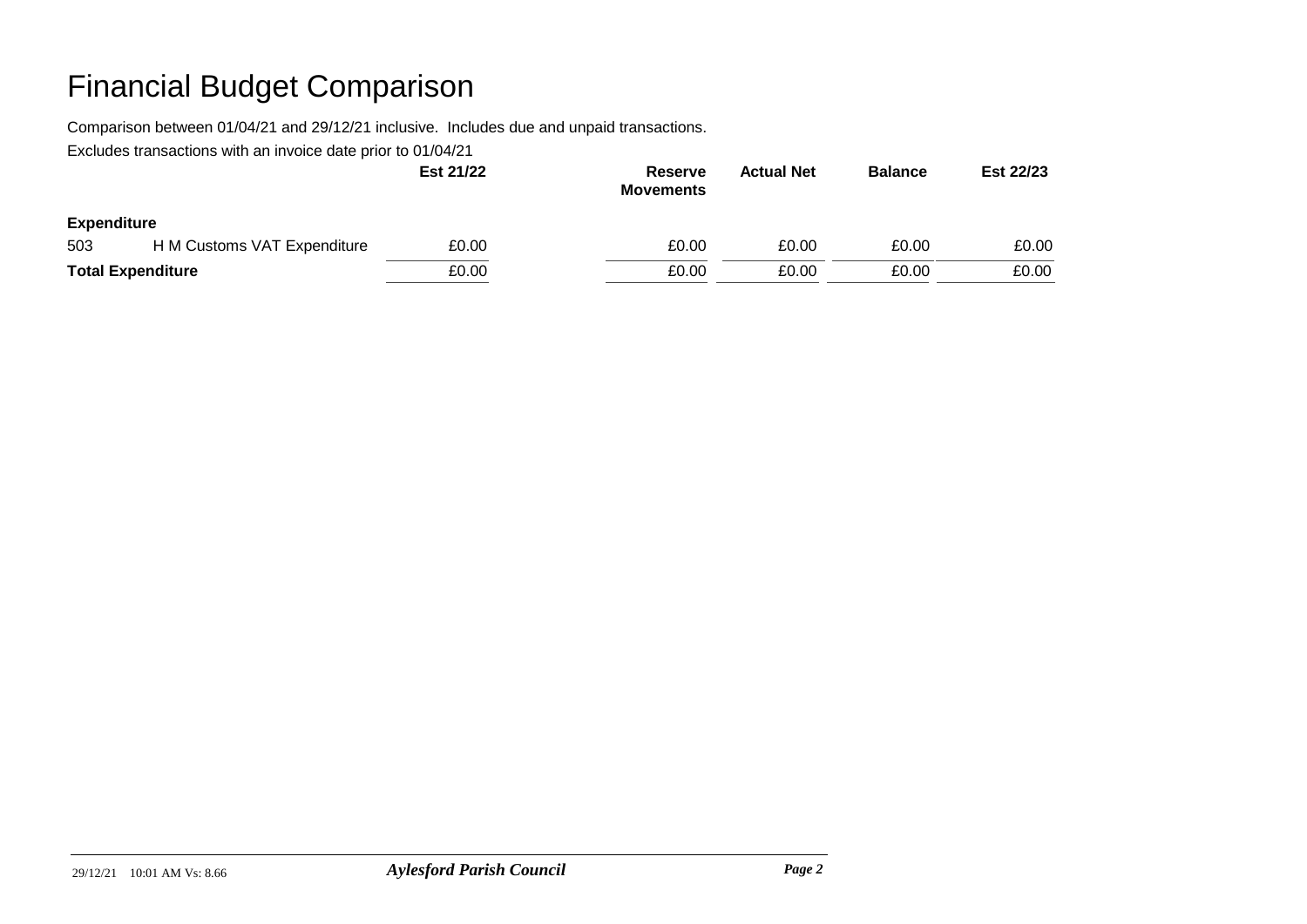# Financial Budget Comparison

Comparison between 01/04/21 and 29/12/21 inclusive. Includes due and unpaid transactions.

Excludes transactions with an invoice date prior to 01/04/21

| | | Est 21/22 | Reserve Movements | Actual Net | Balance | Est 22/23 |
|---|---|---|---|---|---|---|
| **Expenditure** | | | | | | |
| 503 | H M Customs VAT Expenditure | £0.00 | £0.00 | £0.00 | £0.00 | £0.00 |
| **Total Expenditure** | | £0.00 | £0.00 | £0.00 | £0.00 | £0.00 |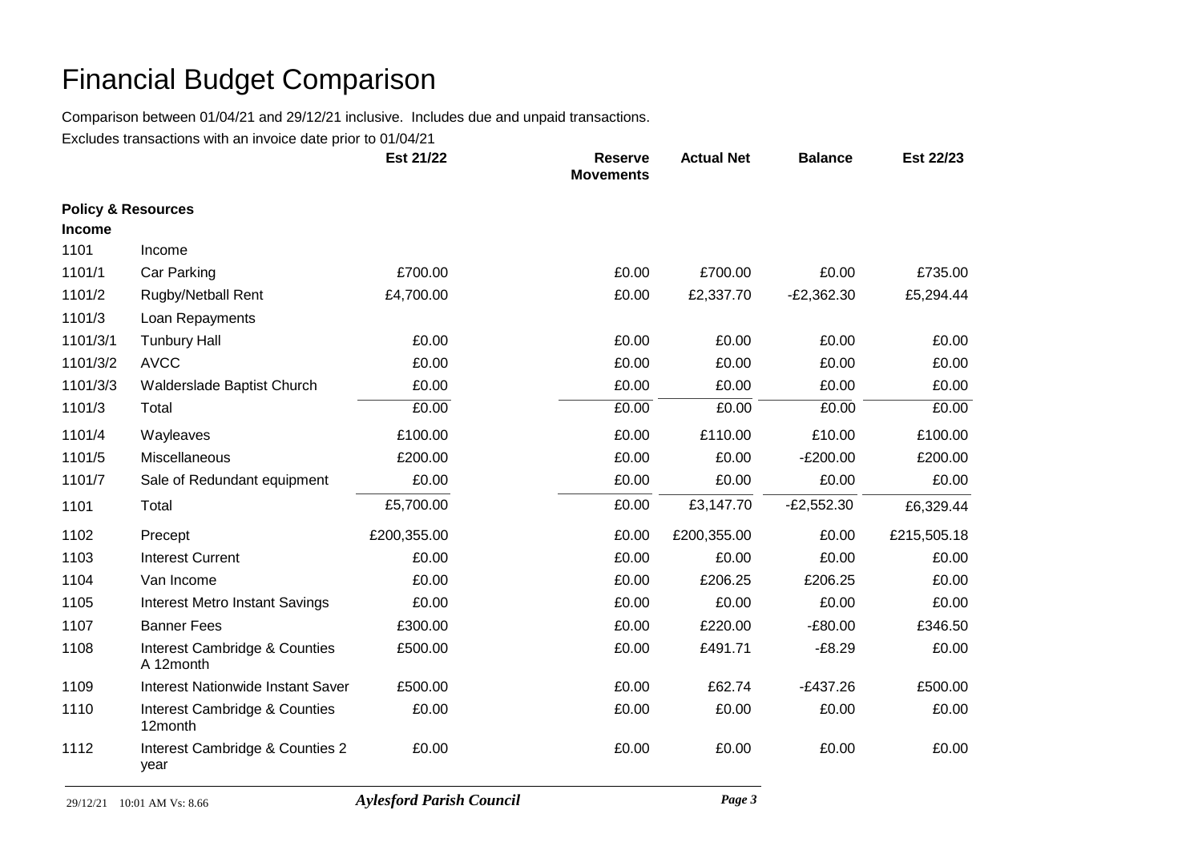# Financial Budget Comparison

Comparison between 01/04/21 and 29/12/21 inclusive. Includes due and unpaid transactions.

Excludes transactions with an invoice date prior to 01/04/21

| | | Est 21/22 | Reserve Movements | Actual Net | Balance | Est 22/23 |
|---|---|---|---|---|---|---|
| **Policy & Resources** | | | | | | |
| **Income** | | | | | | |
| 1101 | Income | | | | | |
| 1101/1 | Car Parking | £700.00 | £0.00 | £700.00 | £0.00 | £735.00 |
| 1101/2 | Rugby/Netball Rent | £4,700.00 | £0.00 | £2,337.70 | -£2,362.30 | £5,294.44 |
| 1101/3 | Loan Repayments | | | | | |
| 1101/3/1 | Tunbury Hall | £0.00 | £0.00 | £0.00 | £0.00 | £0.00 |
| 1101/3/2 | AVCC | £0.00 | £0.00 | £0.00 | £0.00 | £0.00 |
| 1101/3/3 | Walderslade Baptist Church | £0.00 | £0.00 | £0.00 | £0.00 | £0.00 |
| 1101/3 | Total | £0.00 | £0.00 | £0.00 | £0.00 | £0.00 |
| 1101/4 | Wayleaves | £100.00 | £0.00 | £110.00 | £10.00 | £100.00 |
| 1101/5 | Miscellaneous | £200.00 | £0.00 | £0.00 | -£200.00 | £200.00 |
| 1101/7 | Sale of Redundant equipment | £0.00 | £0.00 | £0.00 | £0.00 | £0.00 |
| 1101 | Total | £5,700.00 | £0.00 | £3,147.70 | -£2,552.30 | £6,329.44 |
| 1102 | Precept | £200,355.00 | £0.00 | £200,355.00 | £0.00 | £215,505.18 |
| 1103 | Interest Current | £0.00 | £0.00 | £0.00 | £0.00 | £0.00 |
| 1104 | Van Income | £0.00 | £0.00 | £206.25 | £206.25 | £0.00 |
| 1105 | Interest Metro Instant Savings | £0.00 | £0.00 | £0.00 | £0.00 | £0.00 |
| 1107 | Banner Fees | £300.00 | £0.00 | £220.00 | -£80.00 | £346.50 |
| 1108 | Interest Cambridge & Counties A 12month | £500.00 | £0.00 | £491.71 | -£8.29 | £0.00 |
| 1109 | Interest Nationwide Instant Saver | £500.00 | £0.00 | £62.74 | -£437.26 | £500.00 |
| 1110 | Interest Cambridge & Counties 12month | £0.00 | £0.00 | £0.00 | £0.00 | £0.00 |
| 1112 | Interest Cambridge & Counties 2 year | £0.00 | £0.00 | £0.00 | £0.00 | £0.00 |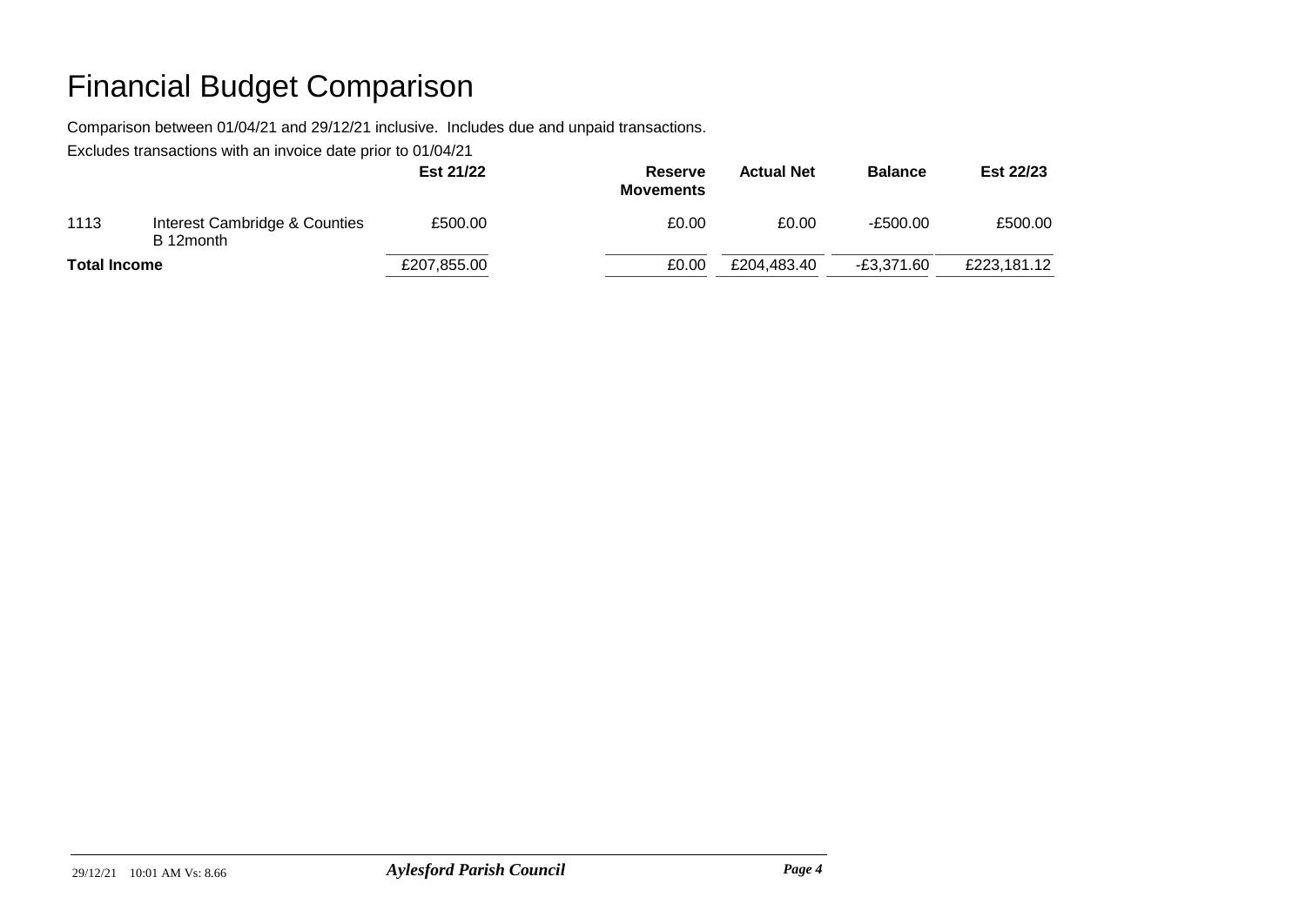# Financial Budget Comparison

Comparison between 01/04/21 and 29/12/21 inclusive. Includes due and unpaid transactions.

Excludes transactions with an invoice date prior to 01/04/21

| | | Est 21/22 | Reserve Movements | Actual Net | Balance | Est 22/23 |
|---|---|---|---|---|---|---|
| 1113 | Interest Cambridge & Counties B 12month | £500.00 | £0.00 | £0.00 | -£500.00 | £500.00 |
| **Total Income** | | £207,855.00 | £0.00 | £204,483.40 | -£3,371.60 | £223,181.12 |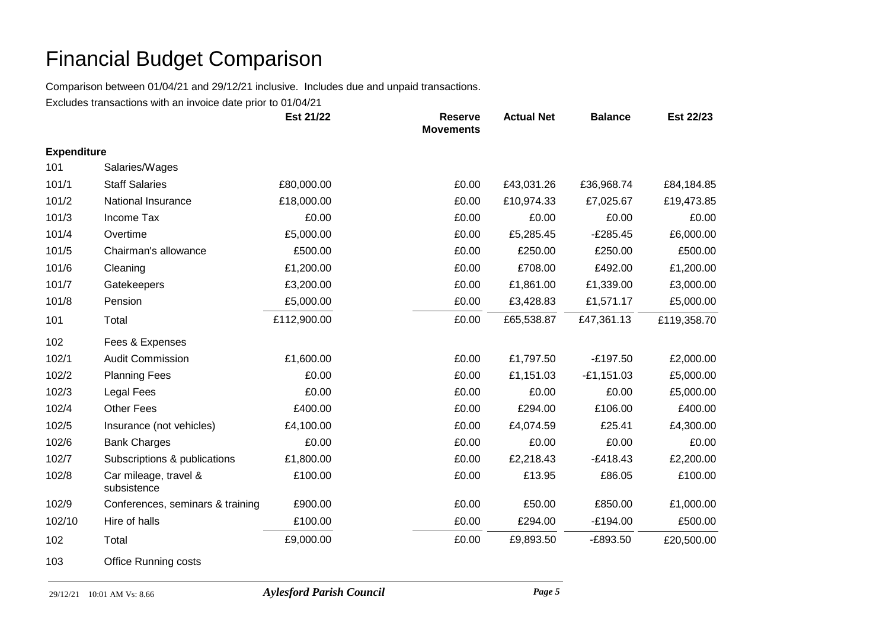# Financial Budget Comparison

Comparison between 01/04/21 and 29/12/21 inclusive. Includes due and unpaid transactions.

Excludes transactions with an invoice date prior to 01/04/21

| | | Est 21/22 | Reserve Movements | Actual Net | Balance | Est 22/23 |
|---|---|---|---|---|---|---|
| **Expenditure** | | | | | | |
| 101 | Salaries/Wages | | | | | |
| 101/1 | Staff Salaries | £80,000.00 | £0.00 | £43,031.26 | £36,968.74 | £84,184.85 |
| 101/2 | National Insurance | £18,000.00 | £0.00 | £10,974.33 | £7,025.67 | £19,473.85 |
| 101/3 | Income Tax | £0.00 | £0.00 | £0.00 | £0.00 | £0.00 |
| 101/4 | Overtime | £5,000.00 | £0.00 | £5,285.45 | -£285.45 | £6,000.00 |
| 101/5 | Chairman's allowance | £500.00 | £0.00 | £250.00 | £250.00 | £500.00 |
| 101/6 | Cleaning | £1,200.00 | £0.00 | £708.00 | £492.00 | £1,200.00 |
| 101/7 | Gatekeepers | £3,200.00 | £0.00 | £1,861.00 | £1,339.00 | £3,000.00 |
| 101/8 | Pension | £5,000.00 | £0.00 | £3,428.83 | £1,571.17 | £5,000.00 |
| 101 | Total | £112,900.00 | £0.00 | £65,538.87 | £47,361.13 | £119,358.70 |
| 102 | Fees & Expenses | | | | | |
| 102/1 | Audit Commission | £1,600.00 | £0.00 | £1,797.50 | -£197.50 | £2,000.00 |
| 102/2 | Planning Fees | £0.00 | £0.00 | £1,151.03 | -£1,151.03 | £5,000.00 |
| 102/3 | Legal Fees | £0.00 | £0.00 | £0.00 | £0.00 | £5,000.00 |
| 102/4 | Other Fees | £400.00 | £0.00 | £294.00 | £106.00 | £400.00 |
| 102/5 | Insurance (not vehicles) | £4,100.00 | £0.00 | £4,074.59 | £25.41 | £4,300.00 |
| 102/6 | Bank Charges | £0.00 | £0.00 | £0.00 | £0.00 | £0.00 |
| 102/7 | Subscriptions & publications | £1,800.00 | £0.00 | £2,218.43 | -£418.43 | £2,200.00 |
| 102/8 | Car mileage, travel & subsistence | £100.00 | £0.00 | £13.95 | £86.05 | £100.00 |
| 102/9 | Conferences, seminars & training | £900.00 | £0.00 | £50.00 | £850.00 | £1,000.00 |
| 102/10 | Hire of halls | £100.00 | £0.00 | £294.00 | -£194.00 | £500.00 |
| 102 | Total | £9,000.00 | £0.00 | £9,893.50 | -£893.50 | £20,500.00 |
| 103 | Office Running costs | | | | | |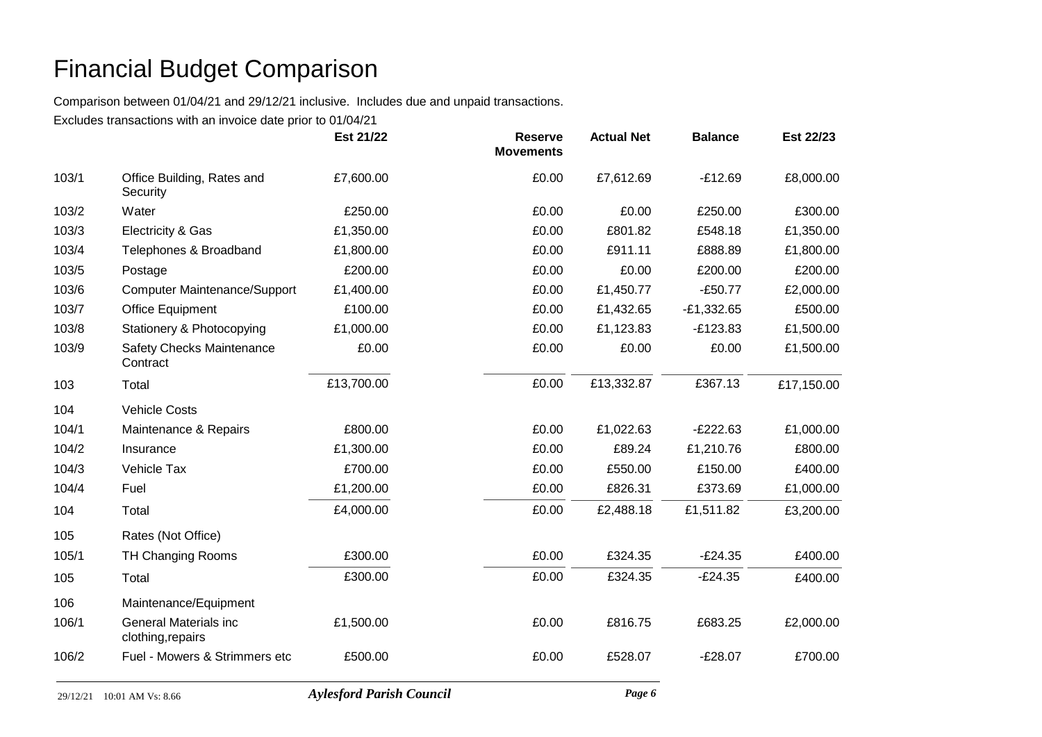# Financial Budget Comparison

Comparison between 01/04/21 and 29/12/21 inclusive. Includes due and unpaid transactions.

Excludes transactions with an invoice date prior to 01/04/21

| | | Est 21/22 | Reserve Movements | Actual Net | Balance | Est 22/23 |
|---|---|---|---|---|---|---|
| 103/1 | Office Building, Rates and Security | £7,600.00 | £0.00 | £7,612.69 | -£12.69 | £8,000.00 |
| 103/2 | Water | £250.00 | £0.00 | £0.00 | £250.00 | £300.00 |
| 103/3 | Electricity & Gas | £1,350.00 | £0.00 | £801.82 | £548.18 | £1,350.00 |
| 103/4 | Telephones & Broadband | £1,800.00 | £0.00 | £911.11 | £888.89 | £1,800.00 |
| 103/5 | Postage | £200.00 | £0.00 | £0.00 | £200.00 | £200.00 |
| 103/6 | Computer Maintenance/Support | £1,400.00 | £0.00 | £1,450.77 | -£50.77 | £2,000.00 |
| 103/7 | Office Equipment | £100.00 | £0.00 | £1,432.65 | -£1,332.65 | £500.00 |
| 103/8 | Stationery & Photocopying | £1,000.00 | £0.00 | £1,123.83 | -£123.83 | £1,500.00 |
| 103/9 | Safety Checks Maintenance Contract | £0.00 | £0.00 | £0.00 | £0.00 | £1,500.00 |
| 103 | Total | £13,700.00 | £0.00 | £13,332.87 | £367.13 | £17,150.00 |
| 104 | Vehicle Costs | | | | | |
| 104/1 | Maintenance & Repairs | £800.00 | £0.00 | £1,022.63 | -£222.63 | £1,000.00 |
| 104/2 | Insurance | £1,300.00 | £0.00 | £89.24 | £1,210.76 | £800.00 |
| 104/3 | Vehicle Tax | £700.00 | £0.00 | £550.00 | £150.00 | £400.00 |
| 104/4 | Fuel | £1,200.00 | £0.00 | £826.31 | £373.69 | £1,000.00 |
| 104 | Total | £4,000.00 | £0.00 | £2,488.18 | £1,511.82 | £3,200.00 |
| 105 | Rates (Not Office) | | | | | |
| 105/1 | TH Changing Rooms | £300.00 | £0.00 | £324.35 | -£24.35 | £400.00 |
| 105 | Total | £300.00 | £0.00 | £324.35 | -£24.35 | £400.00 |
| 106 | Maintenance/Equipment | | | | | |
| 106/1 | General Materials inc clothing,repairs | £1,500.00 | £0.00 | £816.75 | £683.25 | £2,000.00 |
| 106/2 | Fuel - Mowers & Strimmers etc | £500.00 | £0.00 | £528.07 | -£28.07 | £700.00 |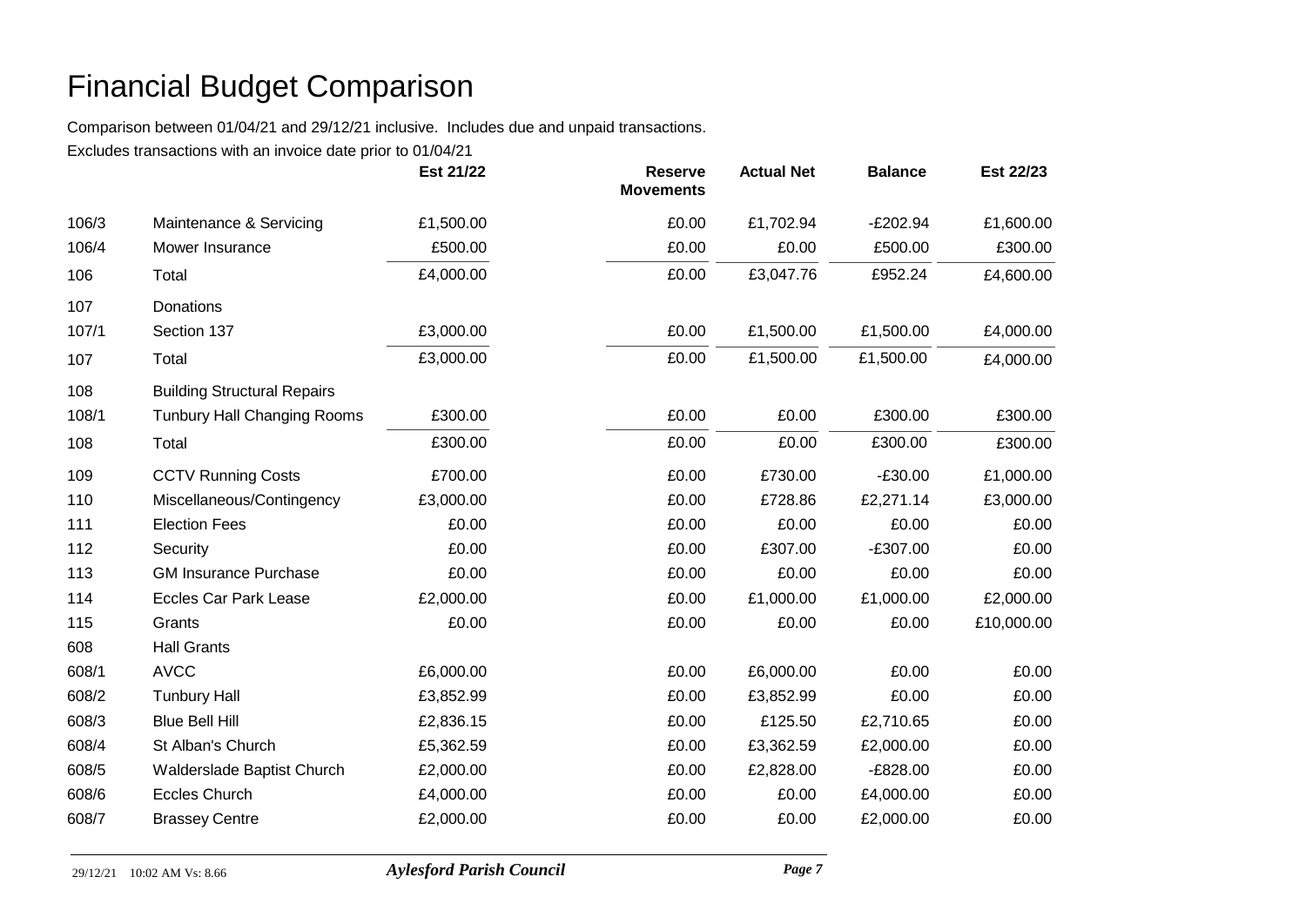# Financial Budget Comparison

Comparison between 01/04/21 and 29/12/21 inclusive. Includes due and unpaid transactions.

Excludes transactions with an invoice date prior to 01/04/21

| | | Est 21/22 | Reserve Movements | Actual Net | Balance | Est 22/23 |
|---|---|---|---|---|---|---|
| 106/3 | Maintenance & Servicing | £1,500.00 | £0.00 | £1,702.94 | -£202.94 | £1,600.00 |
| 106/4 | Mower Insurance | £500.00 | £0.00 | £0.00 | £500.00 | £300.00 |
| 106 | Total | £4,000.00 | £0.00 | £3,047.76 | £952.24 | £4,600.00 |
| 107 | Donations | | | | | |
| 107/1 | Section 137 | £3,000.00 | £0.00 | £1,500.00 | £1,500.00 | £4,000.00 |
| 107 | Total | £3,000.00 | £0.00 | £1,500.00 | £1,500.00 | £4,000.00 |
| 108 | Building Structural Repairs | | | | | |
| 108/1 | Tunbury Hall Changing Rooms | £300.00 | £0.00 | £0.00 | £300.00 | £300.00 |
| 108 | Total | £300.00 | £0.00 | £0.00 | £300.00 | £300.00 |
| 109 | CCTV Running Costs | £700.00 | £0.00 | £730.00 | -£30.00 | £1,000.00 |
| 110 | Miscellaneous/Contingency | £3,000.00 | £0.00 | £728.86 | £2,271.14 | £3,000.00 |
| 111 | Election Fees | £0.00 | £0.00 | £0.00 | £0.00 | £0.00 |
| 112 | Security | £0.00 | £0.00 | £307.00 | -£307.00 | £0.00 |
| 113 | GM Insurance Purchase | £0.00 | £0.00 | £0.00 | £0.00 | £0.00 |
| 114 | Eccles Car Park Lease | £2,000.00 | £0.00 | £1,000.00 | £1,000.00 | £2,000.00 |
| 115 | Grants | £0.00 | £0.00 | £0.00 | £0.00 | £10,000.00 |
| 608 | Hall Grants | | | | | |
| 608/1 | AVCC | £6,000.00 | £0.00 | £6,000.00 | £0.00 | £0.00 |
| 608/2 | Tunbury Hall | £3,852.99 | £0.00 | £3,852.99 | £0.00 | £0.00 |
| 608/3 | Blue Bell Hill | £2,836.15 | £0.00 | £125.50 | £2,710.65 | £0.00 |
| 608/4 | St Alban's Church | £5,362.59 | £0.00 | £3,362.59 | £2,000.00 | £0.00 |
| 608/5 | Walderslade Baptist Church | £2,000.00 | £0.00 | £2,828.00 | -£828.00 | £0.00 |
| 608/6 | Eccles Church | £4,000.00 | £0.00 | £0.00 | £4,000.00 | £0.00 |
| 608/7 | Brassey Centre | £2,000.00 | £0.00 | £0.00 | £2,000.00 | £0.00 |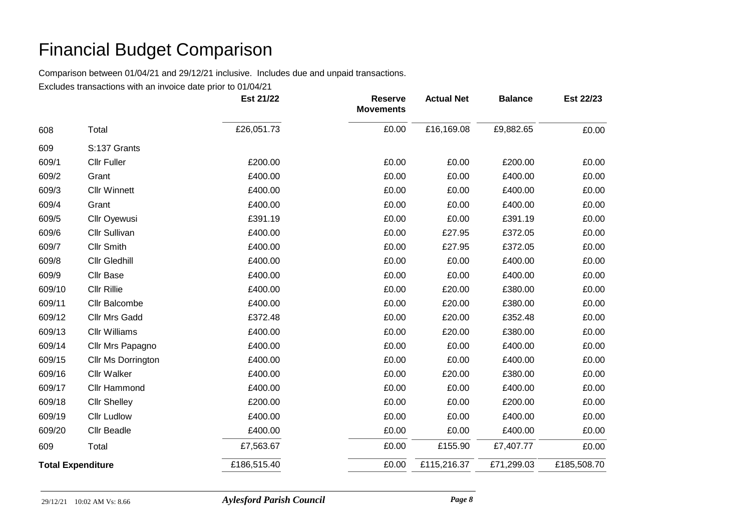# Financial Budget Comparison

Comparison between 01/04/21 and 29/12/21 inclusive. Includes due and unpaid transactions.

Excludes transactions with an invoice date prior to 01/04/21

| | | Est 21/22 | Reserve Movements | Actual Net | Balance | Est 22/23 |
|---|---|---|---|---|---|---|
| 608 | Total | £26,051.73 | £0.00 | £16,169.08 | £9,882.65 | £0.00 |
| 609 | S:137 Grants | | | | | |
| 609/1 | Cllr Fuller | £200.00 | £0.00 | £0.00 | £200.00 | £0.00 |
| 609/2 | Grant | £400.00 | £0.00 | £0.00 | £400.00 | £0.00 |
| 609/3 | Cllr Winnett | £400.00 | £0.00 | £0.00 | £400.00 | £0.00 |
| 609/4 | Grant | £400.00 | £0.00 | £0.00 | £400.00 | £0.00 |
| 609/5 | Cllr Oyewusi | £391.19 | £0.00 | £0.00 | £391.19 | £0.00 |
| 609/6 | Cllr Sullivan | £400.00 | £0.00 | £27.95 | £372.05 | £0.00 |
| 609/7 | Cllr Smith | £400.00 | £0.00 | £27.95 | £372.05 | £0.00 |
| 609/8 | Cllr Gledhill | £400.00 | £0.00 | £0.00 | £400.00 | £0.00 |
| 609/9 | Cllr Base | £400.00 | £0.00 | £0.00 | £400.00 | £0.00 |
| 609/10 | Cllr Rillie | £400.00 | £0.00 | £20.00 | £380.00 | £0.00 |
| 609/11 | Cllr Balcombe | £400.00 | £0.00 | £20.00 | £380.00 | £0.00 |
| 609/12 | Cllr Mrs Gadd | £372.48 | £0.00 | £20.00 | £352.48 | £0.00 |
| 609/13 | Cllr Williams | £400.00 | £0.00 | £20.00 | £380.00 | £0.00 |
| 609/14 | Cllr Mrs Papagno | £400.00 | £0.00 | £0.00 | £400.00 | £0.00 |
| 609/15 | Cllr Ms Dorrington | £400.00 | £0.00 | £0.00 | £400.00 | £0.00 |
| 609/16 | Cllr Walker | £400.00 | £0.00 | £20.00 | £380.00 | £0.00 |
| 609/17 | Cllr Hammond | £400.00 | £0.00 | £0.00 | £400.00 | £0.00 |
| 609/18 | Cllr Shelley | £200.00 | £0.00 | £0.00 | £200.00 | £0.00 |
| 609/19 | Cllr Ludlow | £400.00 | £0.00 | £0.00 | £400.00 | £0.00 |
| 609/20 | Cllr Beadle | £400.00 | £0.00 | £0.00 | £400.00 | £0.00 |
| 609 | Total | £7,563.67 | £0.00 | £155.90 | £7,407.77 | £0.00 |
| **Total Expenditure** | | £186,515.40 | £0.00 | £115,216.37 | £71,299.03 | £185,508.70 |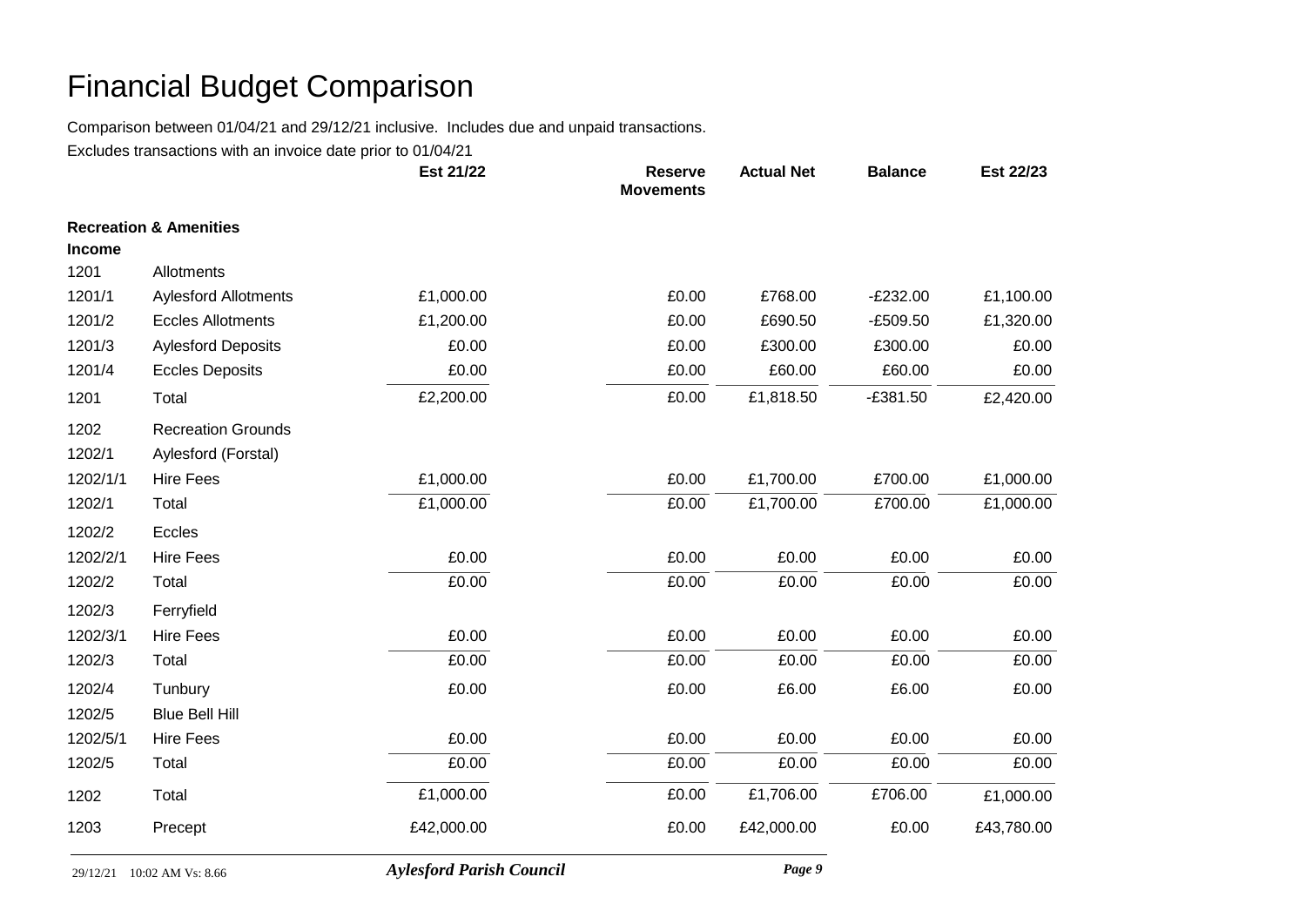# Financial Budget Comparison

Comparison between 01/04/21 and 29/12/21 inclusive. Includes due and unpaid transactions.

Excludes transactions with an invoice date prior to 01/04/21

| | | Est 21/22 | Reserve Movements | Actual Net | Balance | Est 22/23 |
|---|---|---|---|---|---|---|
| **Recreation & Amenities** | | | | | | |
| **Income** | | | | | | |
| 1201 | Allotments | | | | | |
| 1201/1 | Aylesford Allotments | £1,000.00 | £0.00 | £768.00 | -£232.00 | £1,100.00 |
| 1201/2 | Eccles Allotments | £1,200.00 | £0.00 | £690.50 | -£509.50 | £1,320.00 |
| 1201/3 | Aylesford Deposits | £0.00 | £0.00 | £300.00 | £300.00 | £0.00 |
| 1201/4 | Eccles Deposits | £0.00 | £0.00 | £60.00 | £60.00 | £0.00 |
| 1201 | Total | £2,200.00 | £0.00 | £1,818.50 | -£381.50 | £2,420.00 |
| 1202 | Recreation Grounds | | | | | |
| 1202/1 | Aylesford (Forstal) | | | | | |
| 1202/1/1 | Hire Fees | £1,000.00 | £0.00 | £1,700.00 | £700.00 | £1,000.00 |
| 1202/1 | Total | £1,000.00 | £0.00 | £1,700.00 | £700.00 | £1,000.00 |
| 1202/2 | Eccles | | | | | |
| 1202/2/1 | Hire Fees | £0.00 | £0.00 | £0.00 | £0.00 | £0.00 |
| 1202/2 | Total | £0.00 | £0.00 | £0.00 | £0.00 | £0.00 |
| 1202/3 | Ferryfield | | | | | |
| 1202/3/1 | Hire Fees | £0.00 | £0.00 | £0.00 | £0.00 | £0.00 |
| 1202/3 | Total | £0.00 | £0.00 | £0.00 | £0.00 | £0.00 |
| 1202/4 | Tunbury | £0.00 | £0.00 | £6.00 | £6.00 | £0.00 |
| 1202/5 | Blue Bell Hill | | | | | |
| 1202/5/1 | Hire Fees | £0.00 | £0.00 | £0.00 | £0.00 | £0.00 |
| 1202/5 | Total | £0.00 | £0.00 | £0.00 | £0.00 | £0.00 |
| 1202 | Total | £1,000.00 | £0.00 | £1,706.00 | £706.00 | £1,000.00 |
| 1203 | Precept | £42,000.00 | £0.00 | £42,000.00 | £0.00 | £43,780.00 |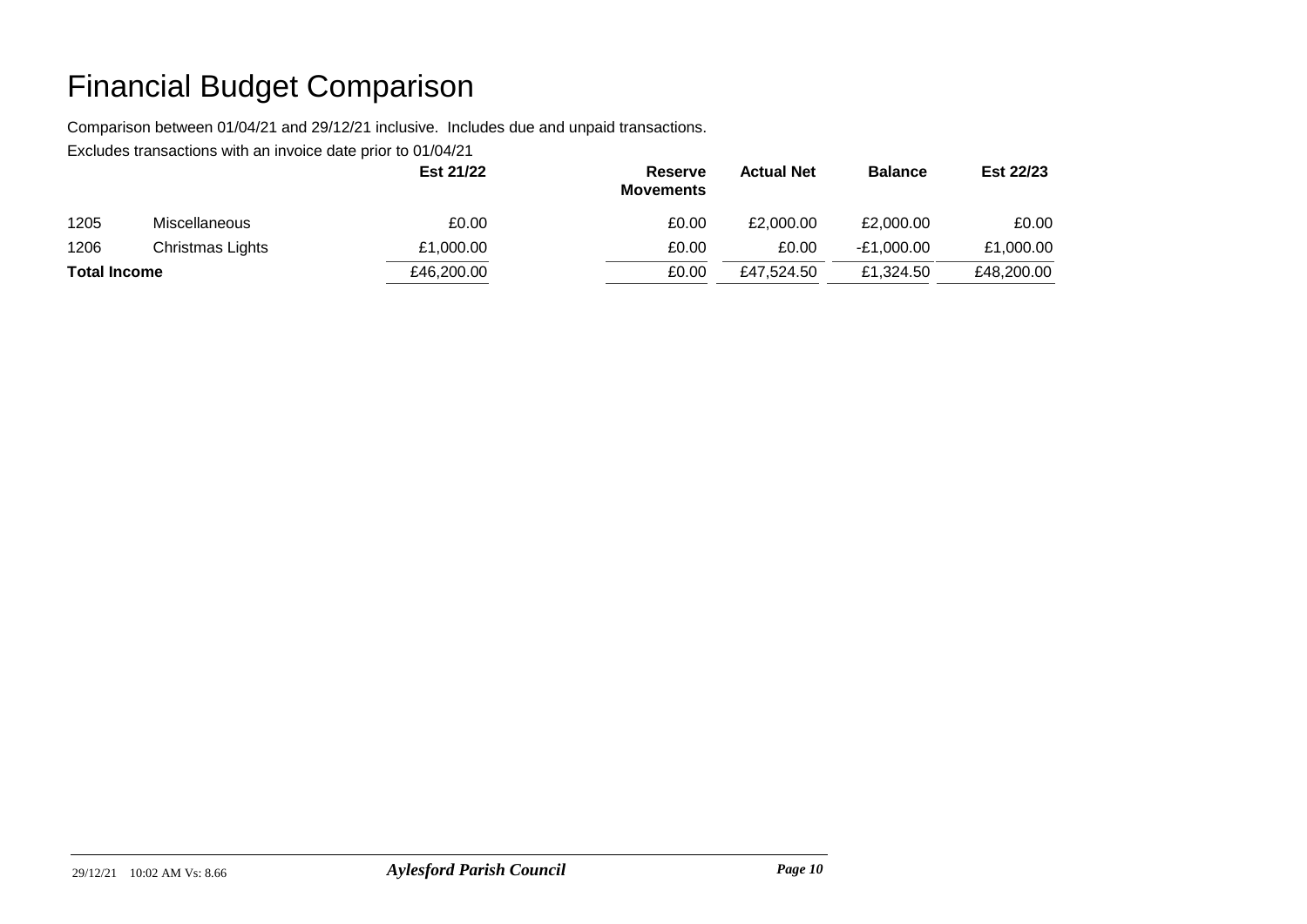# Financial Budget Comparison

Comparison between 01/04/21 and 29/12/21 inclusive. Includes due and unpaid transactions.

Excludes transactions with an invoice date prior to 01/04/21

| | | Est 21/22 | Reserve Movements | Actual Net | Balance | Est 22/23 |
|---|---|---|---|---|---|---|
| 1205 | Miscellaneous | £0.00 | £0.00 | £2,000.00 | £2,000.00 | £0.00 |
| 1206 | Christmas Lights | £1,000.00 | £0.00 | £0.00 | -£1,000.00 | £1,000.00 |
| **Total Income** | | £46,200.00 | £0.00 | £47,524.50 | £1,324.50 | £48,200.00 |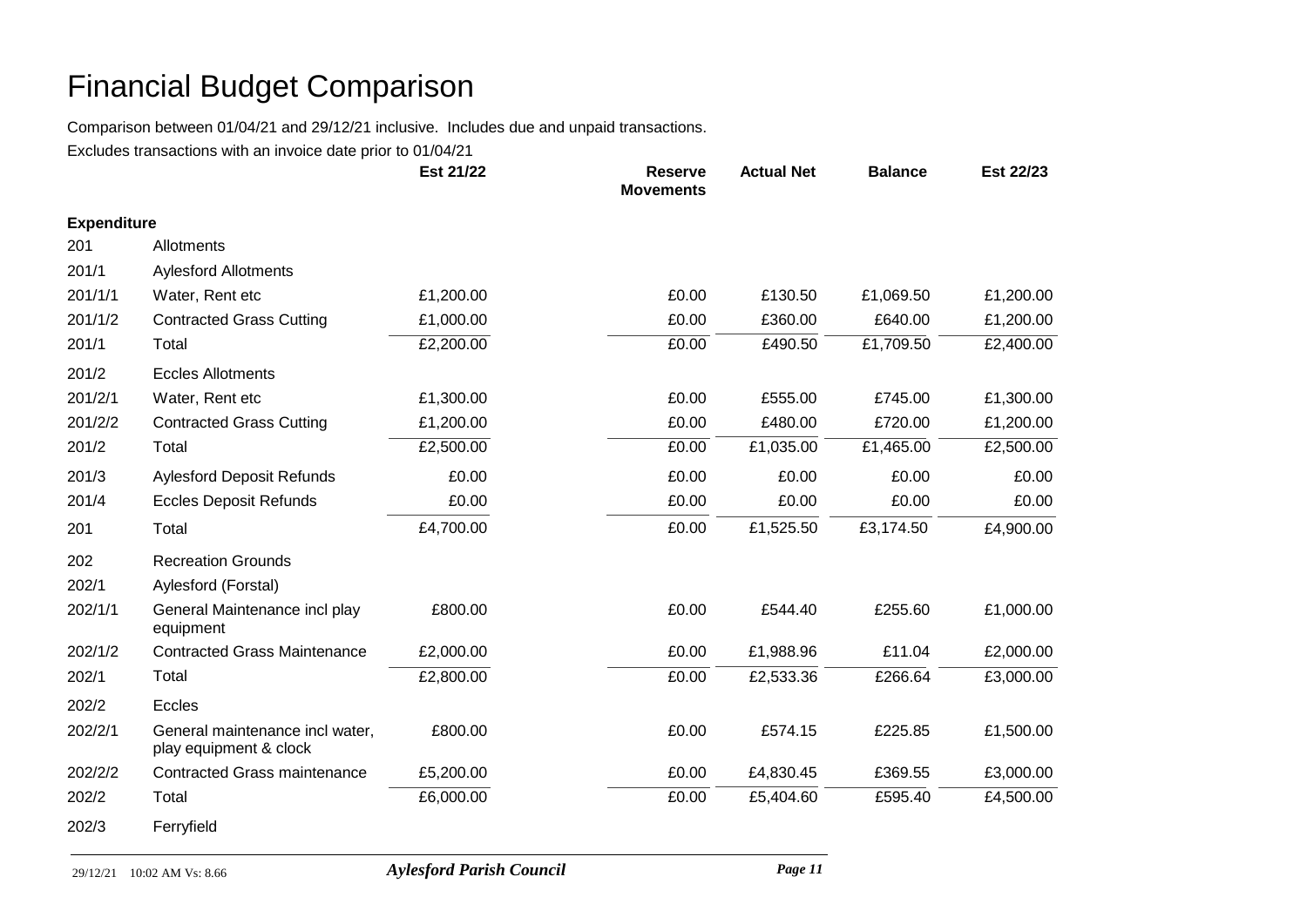# Financial Budget Comparison

Comparison between 01/04/21 and 29/12/21 inclusive. Includes due and unpaid transactions.

Excludes transactions with an invoice date prior to 01/04/21

| | | Est 21/22 | Reserve Movements | Actual Net | Balance | Est 22/23 |
|---|---|---|---|---|---|---|
| **Expenditure** | | | | | | |
| 201 | Allotments | | | | | |
| 201/1 | Aylesford Allotments | | | | | |
| 201/1/1 | Water, Rent etc | £1,200.00 | £0.00 | £130.50 | £1,069.50 | £1,200.00 |
| 201/1/2 | Contracted Grass Cutting | £1,000.00 | £0.00 | £360.00 | £640.00 | £1,200.00 |
| 201/1 | Total | £2,200.00 | £0.00 | £490.50 | £1,709.50 | £2,400.00 |
| 201/2 | Eccles Allotments | | | | | |
| 201/2/1 | Water, Rent etc | £1,300.00 | £0.00 | £555.00 | £745.00 | £1,300.00 |
| 201/2/2 | Contracted Grass Cutting | £1,200.00 | £0.00 | £480.00 | £720.00 | £1,200.00 |
| 201/2 | Total | £2,500.00 | £0.00 | £1,035.00 | £1,465.00 | £2,500.00 |
| 201/3 | Aylesford Deposit Refunds | £0.00 | £0.00 | £0.00 | £0.00 | £0.00 |
| 201/4 | Eccles Deposit Refunds | £0.00 | £0.00 | £0.00 | £0.00 | £0.00 |
| 201 | Total | £4,700.00 | £0.00 | £1,525.50 | £3,174.50 | £4,900.00 |
| 202 | Recreation Grounds | | | | | |
| 202/1 | Aylesford (Forstal) | | | | | |
| 202/1/1 | General Maintenance incl play equipment | £800.00 | £0.00 | £544.40 | £255.60 | £1,000.00 |
| 202/1/2 | Contracted Grass Maintenance | £2,000.00 | £0.00 | £1,988.96 | £11.04 | £2,000.00 |
| 202/1 | Total | £2,800.00 | £0.00 | £2,533.36 | £266.64 | £3,000.00 |
| 202/2 | Eccles | | | | | |
| 202/2/1 | General maintenance incl water, play equipment & clock | £800.00 | £0.00 | £574.15 | £225.85 | £1,500.00 |
| 202/2/2 | Contracted Grass maintenance | £5,200.00 | £0.00 | £4,830.45 | £369.55 | £3,000.00 |
| 202/2 | Total | £6,000.00 | £0.00 | £5,404.60 | £595.40 | £4,500.00 |
| 202/3 | Ferryfield | | | | | |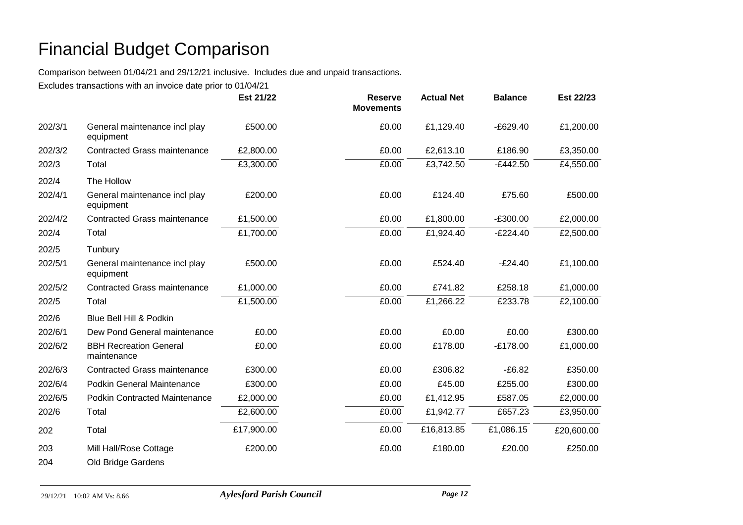# Financial Budget Comparison

Comparison between 01/04/21 and 29/12/21 inclusive. Includes due and unpaid transactions.

Excludes transactions with an invoice date prior to 01/04/21

| | | Est 21/22 | Reserve Movements | Actual Net | Balance | Est 22/23 |
|---|---|---|---|---|---|---|
| 202/3/1 | General maintenance incl play equipment | £500.00 | £0.00 | £1,129.40 | -£629.40 | £1,200.00 |
| 202/3/2 | Contracted Grass maintenance | £2,800.00 | £0.00 | £2,613.10 | £186.90 | £3,350.00 |
| 202/3 | Total | £3,300.00 | £0.00 | £3,742.50 | -£442.50 | £4,550.00 |
| 202/4 | The Hollow | | | | | |
| 202/4/1 | General maintenance incl play equipment | £200.00 | £0.00 | £124.40 | £75.60 | £500.00 |
| 202/4/2 | Contracted Grass maintenance | £1,500.00 | £0.00 | £1,800.00 | -£300.00 | £2,000.00 |
| 202/4 | Total | £1,700.00 | £0.00 | £1,924.40 | -£224.40 | £2,500.00 |
| 202/5 | Tunbury | | | | | |
| 202/5/1 | General maintenance incl play equipment | £500.00 | £0.00 | £524.40 | -£24.40 | £1,100.00 |
| 202/5/2 | Contracted Grass maintenance | £1,000.00 | £0.00 | £741.82 | £258.18 | £1,000.00 |
| 202/5 | Total | £1,500.00 | £0.00 | £1,266.22 | £233.78 | £2,100.00 |
| 202/6 | Blue Bell Hill & Podkin | | | | | |
| 202/6/1 | Dew Pond General maintenance | £0.00 | £0.00 | £0.00 | £0.00 | £300.00 |
| 202/6/2 | BBH Recreation General maintenance | £0.00 | £0.00 | £178.00 | -£178.00 | £1,000.00 |
| 202/6/3 | Contracted Grass maintenance | £300.00 | £0.00 | £306.82 | -£6.82 | £350.00 |
| 202/6/4 | Podkin General Maintenance | £300.00 | £0.00 | £45.00 | £255.00 | £300.00 |
| 202/6/5 | Podkin Contracted Maintenance | £2,000.00 | £0.00 | £1,412.95 | £587.05 | £2,000.00 |
| 202/6 | Total | £2,600.00 | £0.00 | £1,942.77 | £657.23 | £3,950.00 |
| 202 | Total | £17,900.00 | £0.00 | £16,813.85 | £1,086.15 | £20,600.00 |
| 203 | Mill Hall/Rose Cottage | £200.00 | £0.00 | £180.00 | £20.00 | £250.00 |
| 204 | Old Bridge Gardens | | | | | |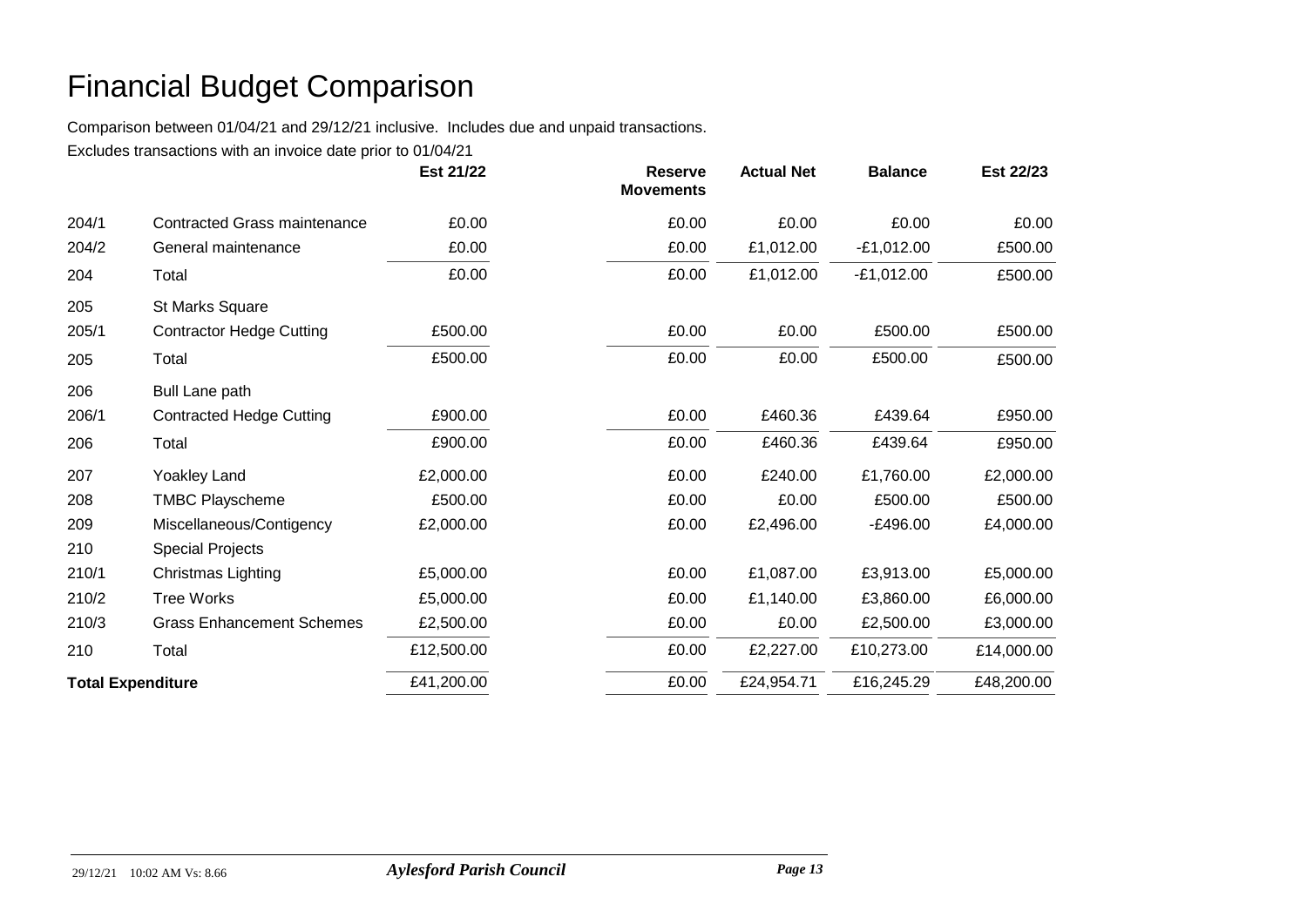# Financial Budget Comparison

Comparison between 01/04/21 and 29/12/21 inclusive. Includes due and unpaid transactions.

Excludes transactions with an invoice date prior to 01/04/21

| | | Est 21/22 | Reserve Movements | Actual Net | Balance | Est 22/23 |
|---|---|---|---|---|---|---|
| 204/1 | Contracted Grass maintenance | £0.00 | £0.00 | £0.00 | £0.00 | £0.00 |
| 204/2 | General maintenance | £0.00 | £0.00 | £1,012.00 | -£1,012.00 | £500.00 |
| 204 | Total | £0.00 | £0.00 | £1,012.00 | -£1,012.00 | £500.00 |
| 205 | St Marks Square | | | | | |
| 205/1 | Contractor Hedge Cutting | £500.00 | £0.00 | £0.00 | £500.00 | £500.00 |
| 205 | Total | £500.00 | £0.00 | £0.00 | £500.00 | £500.00 |
| 206 | Bull Lane path | | | | | |
| 206/1 | Contracted Hedge Cutting | £900.00 | £0.00 | £460.36 | £439.64 | £950.00 |
| 206 | Total | £900.00 | £0.00 | £460.36 | £439.64 | £950.00 |
| 207 | Yoakley Land | £2,000.00 | £0.00 | £240.00 | £1,760.00 | £2,000.00 |
| 208 | TMBC Playscheme | £500.00 | £0.00 | £0.00 | £500.00 | £500.00 |
| 209 | Miscellaneous/Contigency | £2,000.00 | £0.00 | £2,496.00 | -£496.00 | £4,000.00 |
| 210 | Special Projects | | | | | |
| 210/1 | Christmas Lighting | £5,000.00 | £0.00 | £1,087.00 | £3,913.00 | £5,000.00 |
| 210/2 | Tree Works | £5,000.00 | £0.00 | £1,140.00 | £3,860.00 | £6,000.00 |
| 210/3 | Grass Enhancement Schemes | £2,500.00 | £0.00 | £0.00 | £2,500.00 | £3,000.00 |
| 210 | Total | £12,500.00 | £0.00 | £2,227.00 | £10,273.00 | £14,000.00 |
| **Total Expenditure** | | £41,200.00 | £0.00 | £24,954.71 | £16,245.29 | £48,200.00 |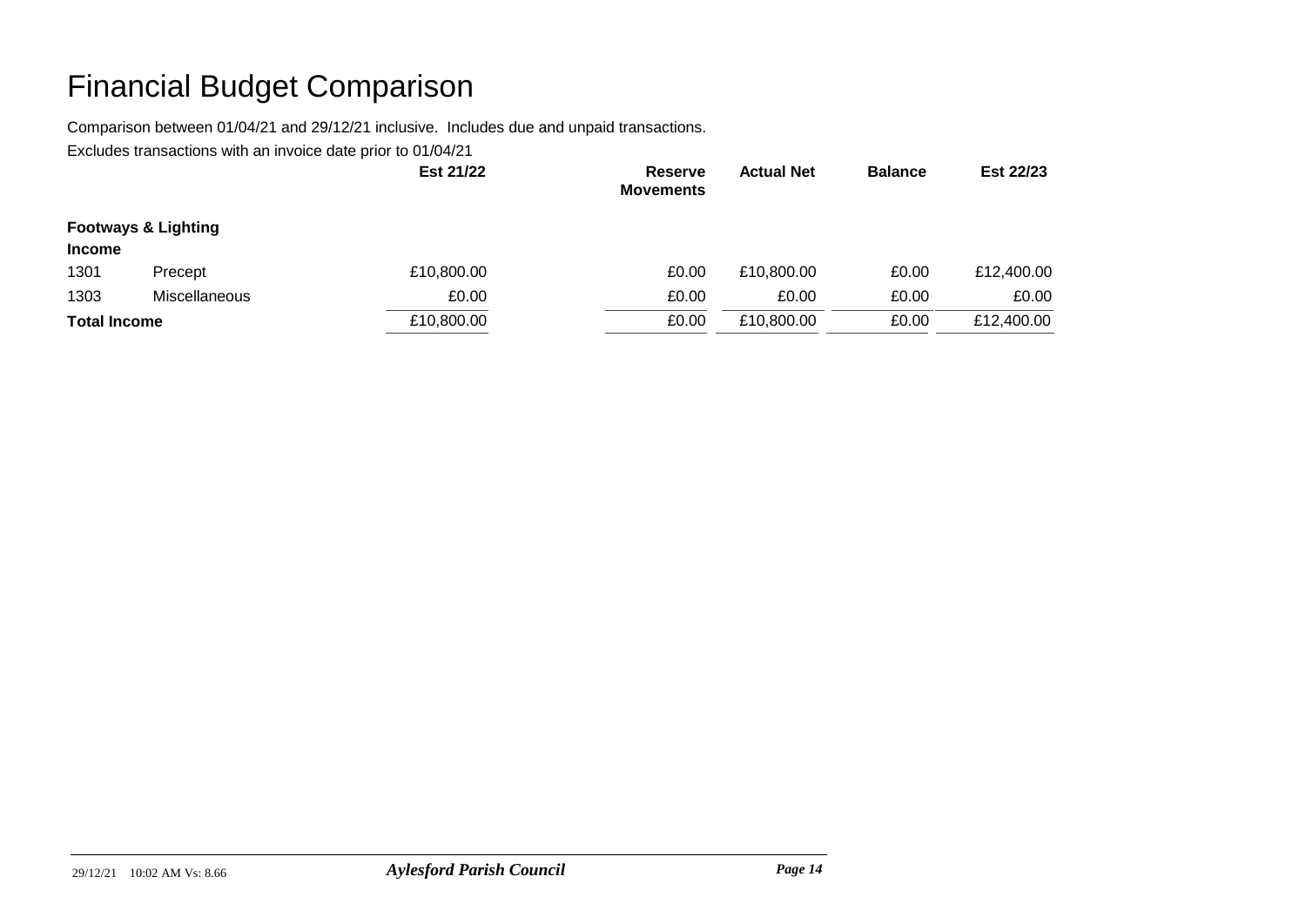# Financial Budget Comparison

Comparison between 01/04/21 and 29/12/21 inclusive. Includes due and unpaid transactions.

Excludes transactions with an invoice date prior to 01/04/21

| | | Est 21/22 | Reserve Movements | Actual Net | Balance | Est 22/23 |
|---|---|---|---|---|---|---|
| **Footways & Lighting** | | | | | | |
| **Income** | | | | | | |
| 1301 | Precept | £10,800.00 | £0.00 | £10,800.00 | £0.00 | £12,400.00 |
| 1303 | Miscellaneous | £0.00 | £0.00 | £0.00 | £0.00 | £0.00 |
| **Total Income** | | £10,800.00 | £0.00 | £10,800.00 | £0.00 | £12,400.00 |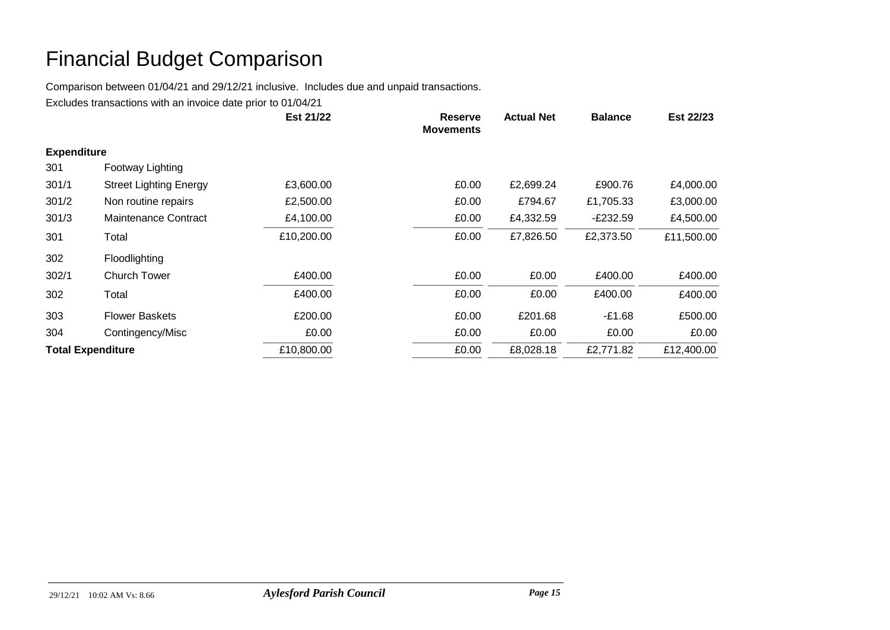# Financial Budget Comparison

Comparison between 01/04/21 and 29/12/21 inclusive. Includes due and unpaid transactions.

Excludes transactions with an invoice date prior to 01/04/21

| | | Est 21/22 | Reserve Movements | Actual Net | Balance | Est 22/23 |
|---|---|---|---|---|---|---|
| **Expenditure** | | | | | | |
| 301 | Footway Lighting | | | | | |
| 301/1 | Street Lighting Energy | £3,600.00 | £0.00 | £2,699.24 | £900.76 | £4,000.00 |
| 301/2 | Non routine repairs | £2,500.00 | £0.00 | £794.67 | £1,705.33 | £3,000.00 |
| 301/3 | Maintenance Contract | £4,100.00 | £0.00 | £4,332.59 | -£232.59 | £4,500.00 |
| 301 | Total | £10,200.00 | £0.00 | £7,826.50 | £2,373.50 | £11,500.00 |
| 302 | Floodlighting | | | | | |
| 302/1 | Church Tower | £400.00 | £0.00 | £0.00 | £400.00 | £400.00 |
| 302 | Total | £400.00 | £0.00 | £0.00 | £400.00 | £400.00 |
| 303 | Flower Baskets | £200.00 | £0.00 | £201.68 | -£1.68 | £500.00 |
| 304 | Contingency/Misc | £0.00 | £0.00 | £0.00 | £0.00 | £0.00 |
| **Total Expenditure** | | £10,800.00 | £0.00 | £8,028.18 | £2,771.82 | £12,400.00 |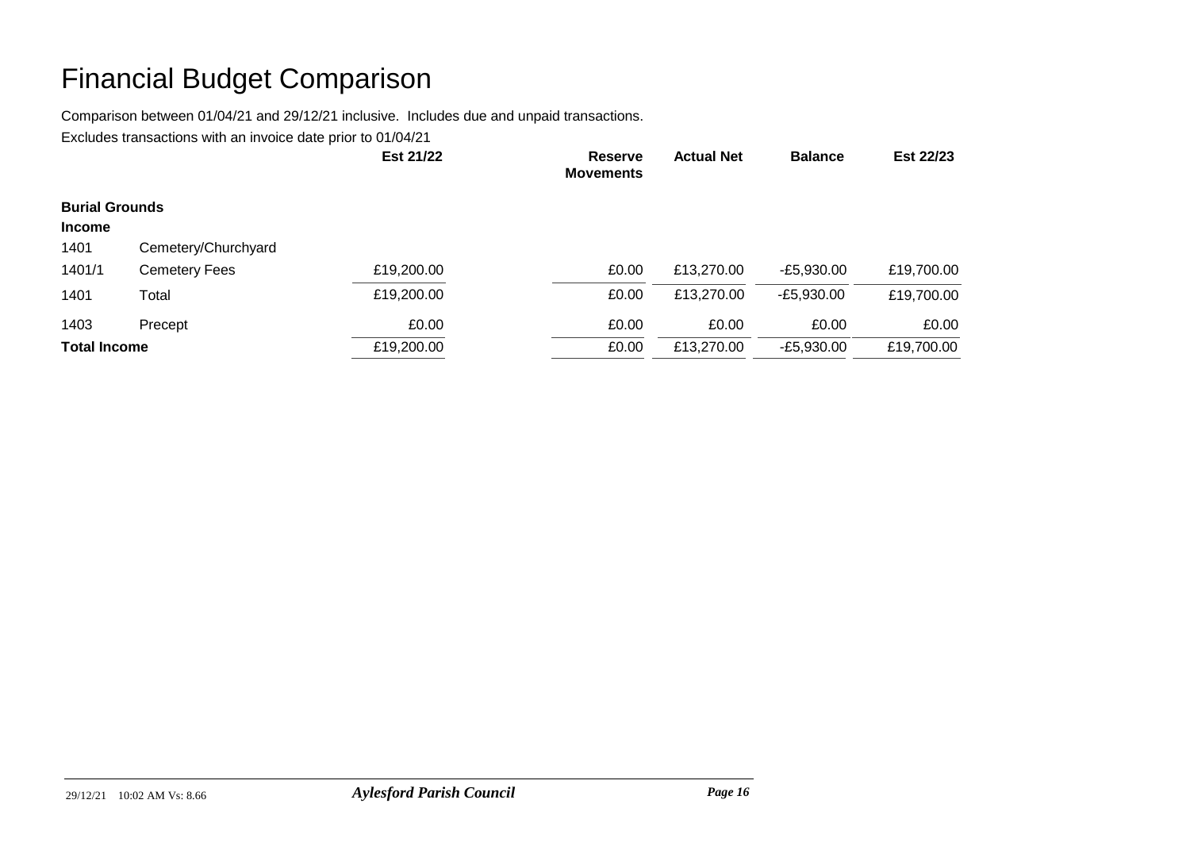# Financial Budget Comparison

Comparison between 01/04/21 and 29/12/21 inclusive. Includes due and unpaid transactions.

Excludes transactions with an invoice date prior to 01/04/21

| | | Est 21/22 | Reserve Movements | Actual Net | Balance | Est 22/23 |
|---|---|---|---|---|---|---|
| **Burial Grounds** | | | | | | |
| **Income** | | | | | | |
| 1401 | Cemetery/Churchyard | | | | | |
| 1401/1 | Cemetery Fees | £19,200.00 | £0.00 | £13,270.00 | -£5,930.00 | £19,700.00 |
| 1401 | Total | £19,200.00 | £0.00 | £13,270.00 | -£5,930.00 | £19,700.00 |
| 1403 | Precept | £0.00 | £0.00 | £0.00 | £0.00 | £0.00 |
| **Total Income** | | £19,200.00 | £0.00 | £13,270.00 | -£5,930.00 | £19,700.00 |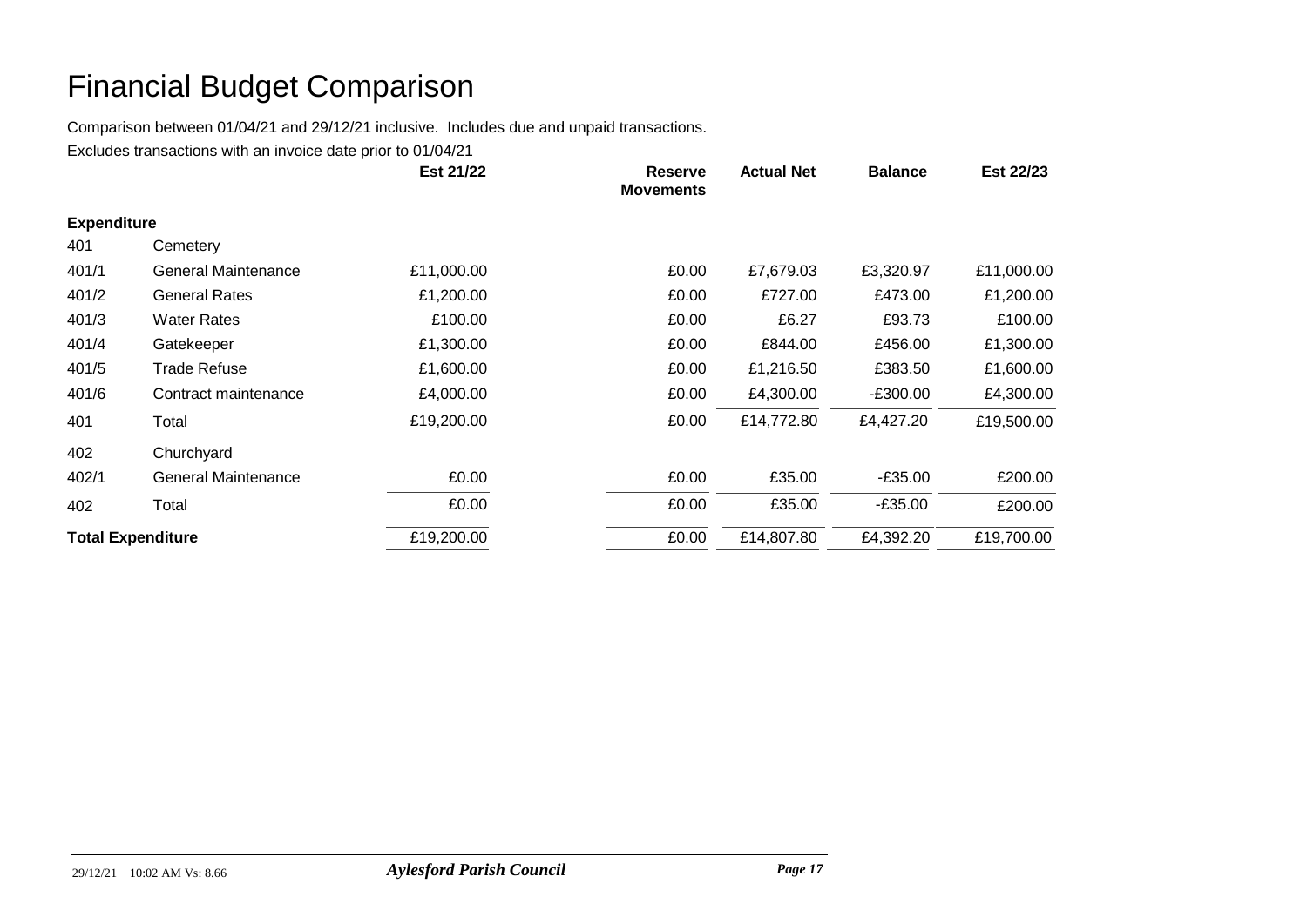# Financial Budget Comparison

Comparison between 01/04/21 and 29/12/21 inclusive. Includes due and unpaid transactions.

Excludes transactions with an invoice date prior to 01/04/21

| | | Est 21/22 | Reserve Movements | Actual Net | Balance | Est 22/23 |
|---|---|---|---|---|---|---|
| **Expenditure** | | | | | | |
| 401 | Cemetery | | | | | |
| 401/1 | General Maintenance | £11,000.00 | £0.00 | £7,679.03 | £3,320.97 | £11,000.00 |
| 401/2 | General Rates | £1,200.00 | £0.00 | £727.00 | £473.00 | £1,200.00 |
| 401/3 | Water Rates | £100.00 | £0.00 | £6.27 | £93.73 | £100.00 |
| 401/4 | Gatekeeper | £1,300.00 | £0.00 | £844.00 | £456.00 | £1,300.00 |
| 401/5 | Trade Refuse | £1,600.00 | £0.00 | £1,216.50 | £383.50 | £1,600.00 |
| 401/6 | Contract maintenance | £4,000.00 | £0.00 | £4,300.00 | -£300.00 | £4,300.00 |
| 401 | Total | £19,200.00 | £0.00 | £14,772.80 | £4,427.20 | £19,500.00 |
| 402 | Churchyard | | | | | |
| 402/1 | General Maintenance | £0.00 | £0.00 | £35.00 | -£35.00 | £200.00 |
| 402 | Total | £0.00 | £0.00 | £35.00 | -£35.00 | £200.00 |
| **Total Expenditure** | | £19,200.00 | £0.00 | £14,807.80 | £4,392.20 | £19,700.00 |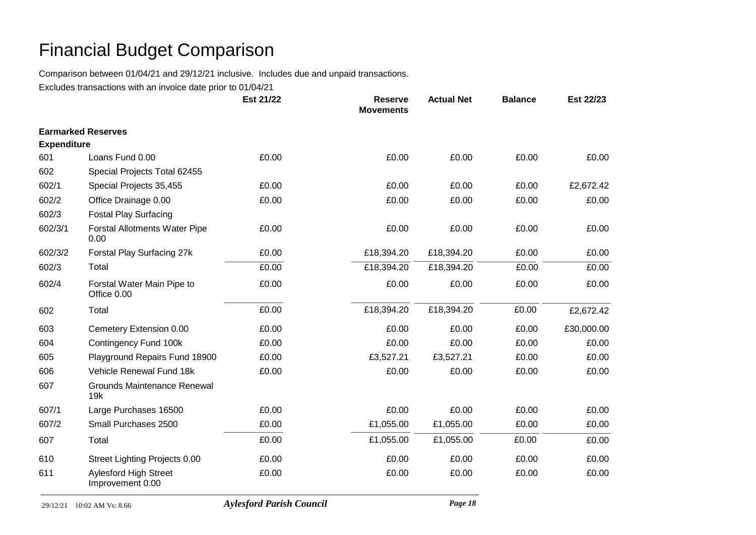# Financial Budget Comparison

Comparison between 01/04/21 and 29/12/21 inclusive. Includes due and unpaid transactions.

Excludes transactions with an invoice date prior to 01/04/21

| | | Est 21/22 | Reserve Movements | Actual Net | Balance | Est 22/23 |
|---|---|---|---|---|---|---|
| **Earmarked Reserves** | | | | | | |
| **Expenditure** | | | | | | |
| 601 | Loans Fund 0.00 | £0.00 | £0.00 | £0.00 | £0.00 | £0.00 |
| 602 | Special Projects Total 62455 | | | | | |
| 602/1 | Special Projects 35,455 | £0.00 | £0.00 | £0.00 | £0.00 | £2,672.42 |
| 602/2 | Office Drainage 0.00 | £0.00 | £0.00 | £0.00 | £0.00 | £0.00 |
| 602/3 | Fostal Play Surfacing | | | | | |
| 602/3/1 | Forstal Allotments Water Pipe 0.00 | £0.00 | £0.00 | £0.00 | £0.00 | £0.00 |
| 602/3/2 | Forstal Play Surfacing 27k | £0.00 | £18,394.20 | £18,394.20 | £0.00 | £0.00 |
| 602/3 | Total | £0.00 | £18,394.20 | £18,394.20 | £0.00 | £0.00 |
| 602/4 | Forstal Water Main Pipe to Office 0.00 | £0.00 | £0.00 | £0.00 | £0.00 | £0.00 |
| 602 | Total | £0.00 | £18,394.20 | £18,394.20 | £0.00 | £2,672.42 |
| 603 | Cemetery Extension 0.00 | £0.00 | £0.00 | £0.00 | £0.00 | £30,000.00 |
| 604 | Contingency Fund 100k | £0.00 | £0.00 | £0.00 | £0.00 | £0.00 |
| 605 | Playground Repairs Fund 18900 | £0.00 | £3,527.21 | £3,527.21 | £0.00 | £0.00 |
| 606 | Vehicle Renewal Fund 18k | £0.00 | £0.00 | £0.00 | £0.00 | £0.00 |
| 607 | Grounds Maintenance Renewal 19k | | | | | |
| 607/1 | Large Purchases 16500 | £0.00 | £0.00 | £0.00 | £0.00 | £0.00 |
| 607/2 | Small Purchases 2500 | £0.00 | £1,055.00 | £1,055.00 | £0.00 | £0.00 |
| 607 | Total | £0.00 | £1,055.00 | £1,055.00 | £0.00 | £0.00 |
| 610 | Street Lighting Projects 0.00 | £0.00 | £0.00 | £0.00 | £0.00 | £0.00 |
| 611 | Aylesford High Street Improvement 0.00 | £0.00 | £0.00 | £0.00 | £0.00 | £0.00 |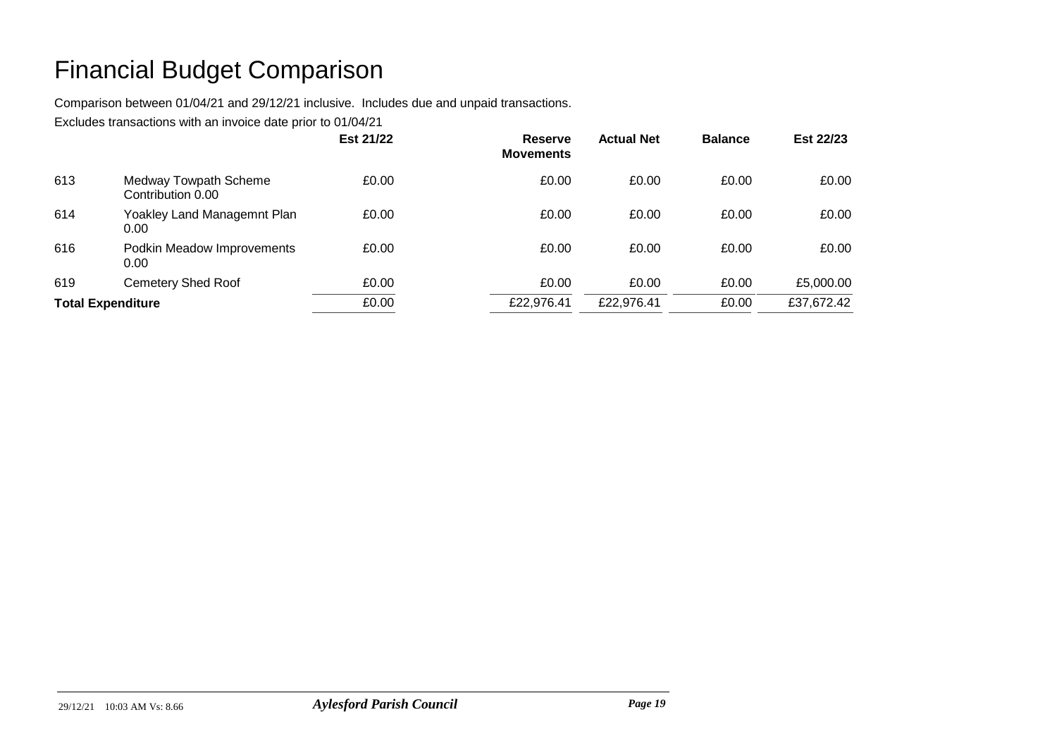# Financial Budget Comparison

Comparison between 01/04/21 and 29/12/21 inclusive. Includes due and unpaid transactions.

Excludes transactions with an invoice date prior to 01/04/21

| | | Est 21/22 | Reserve Movements | Actual Net | Balance | Est 22/23 |
|---|---|---|---|---|---|---|
| 613 | Medway Towpath Scheme Contribution 0.00 | £0.00 | £0.00 | £0.00 | £0.00 | £0.00 |
| 614 | Yoakley Land Managemnt Plan 0.00 | £0.00 | £0.00 | £0.00 | £0.00 | £0.00 |
| 616 | Podkin Meadow Improvements 0.00 | £0.00 | £0.00 | £0.00 | £0.00 | £0.00 |
| 619 | Cemetery Shed Roof | £0.00 | £0.00 | £0.00 | £0.00 | £5,000.00 |
| **Total Expenditure** | | £0.00 | £22,976.41 | £22,976.41 | £0.00 | £37,672.42 |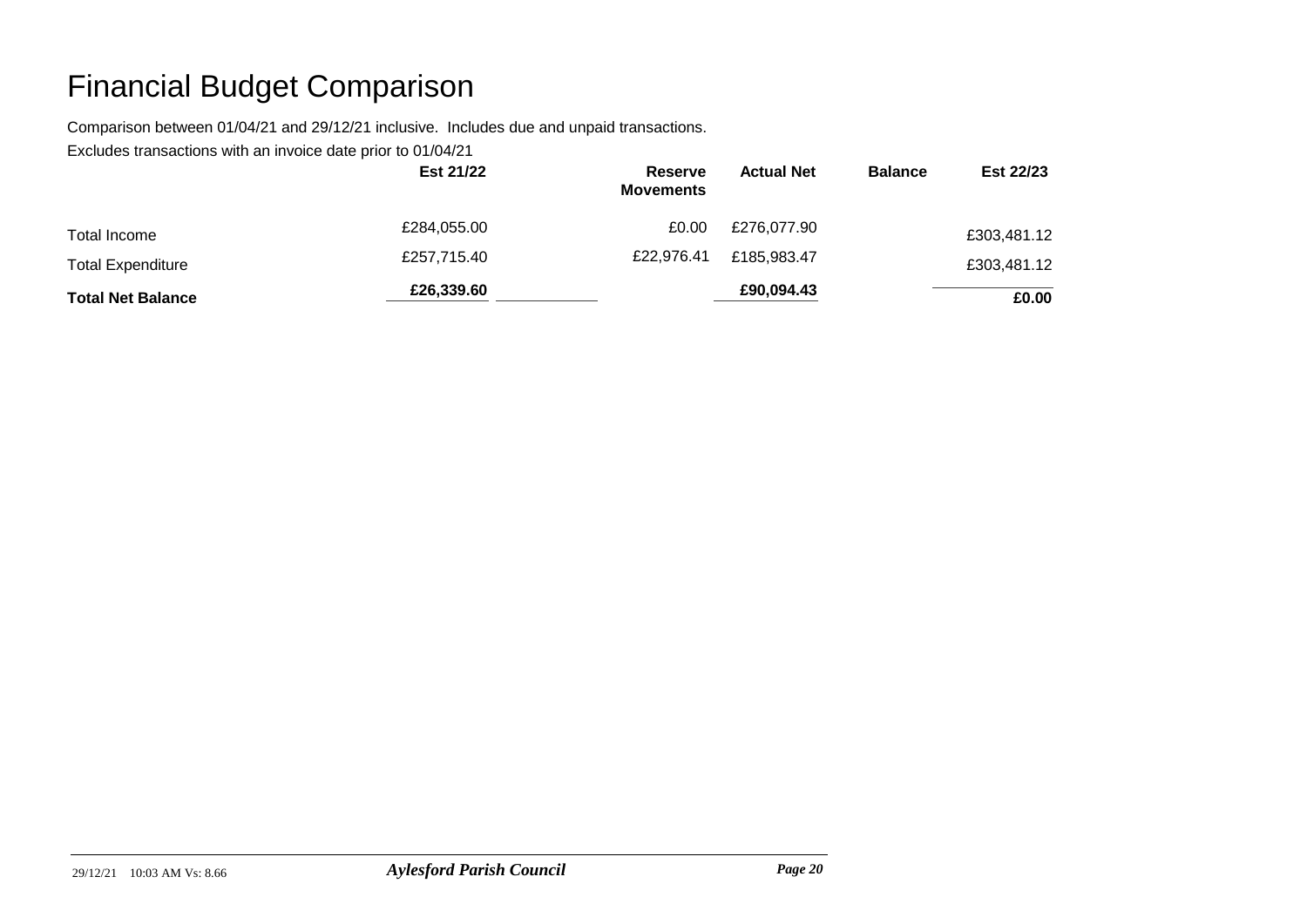# Financial Budget Comparison

Comparison between 01/04/21 and 29/12/21 inclusive. Includes due and unpaid transactions.

Excludes transactions with an invoice date prior to 01/04/21

| | Est 21/22 | | Reserve Movements | Actual Net | Balance | Est 22/23 |
|---|---|---|---|---|---|---|
| Total Income | £284,055.00 | | £0.00 | £276,077.90 | | £303,481.12 |
| Total Expenditure | £257,715.40 | | £22,976.41 | £185,983.47 | | £303,481.12 |
| **Total Net Balance** | **£26,339.60** | | | **£90,094.43** | | **£0.00** |